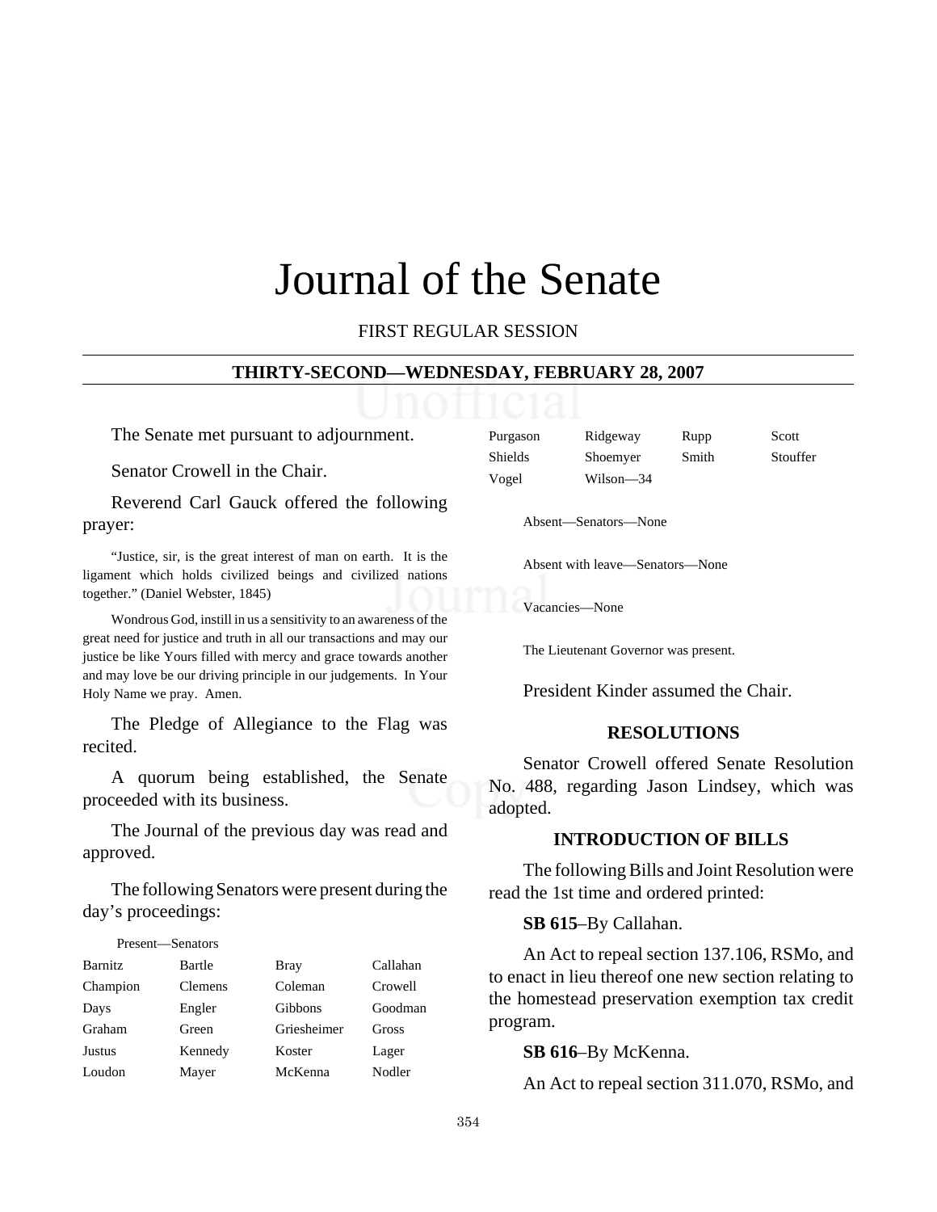# Journal of the Senate

FIRST REGULAR SESSION

**THIRTY-SECOND—WEDNESDAY, FEBRUARY 28, 2007**

The Senate met pursuant to adjournment.

Senator Crowell in the Chair.

Reverend Carl Gauck offered the following prayer:

"Justice, sir, is the great interest of man on earth. It is the ligament which holds civilized beings and civilized nations together." (Daniel Webster, 1845)

Wondrous God, instill in us a sensitivity to an awareness of the great need for justice and truth in all our transactions and may our justice be like Yours filled with mercy and grace towards another and may love be our driving principle in our judgements. In Your Holy Name we pray. Amen.

The Pledge of Allegiance to the Flag was recited.

A quorum being established, the Senate proceeded with its business.

The Journal of the previous day was read and approved.

The following Senators were present during the day's proceedings:

Present—Senators

| | | | |
|---|---|---|---|
| Barnitz | Bartle | Bray | Callahan |
| Champion | Clemens | Coleman | Crowell |
| Days | Engler | Gibbons | Goodman |
| Graham | Green | Griesheimer | Gross |
| Justus | Kennedy | Koster | Lager |
| Loudon | Mayer | McKenna | Nodler |
| Purgason | Ridgeway | Rupp | Scott |
| Shields | Shoemyer | Smith | Stouffer |
| Vogel | Wilson—34 | | |

Absent—Senators—None

Absent with leave—Senators—None

Vacancies—None

The Lieutenant Governor was present.

President Kinder assumed the Chair.

## RESOLUTIONS

Senator Crowell offered Senate Resolution No. 488, regarding Jason Lindsey, which was adopted.

## INTRODUCTION OF BILLS

The following Bills and Joint Resolution were read the 1st time and ordered printed:

**SB 615**–By Callahan.

An Act to repeal section 137.106, RSMo, and to enact in lieu thereof one new section relating to the homestead preservation exemption tax credit program.

**SB 616**–By McKenna.

An Act to repeal section 311.070, RSMo, and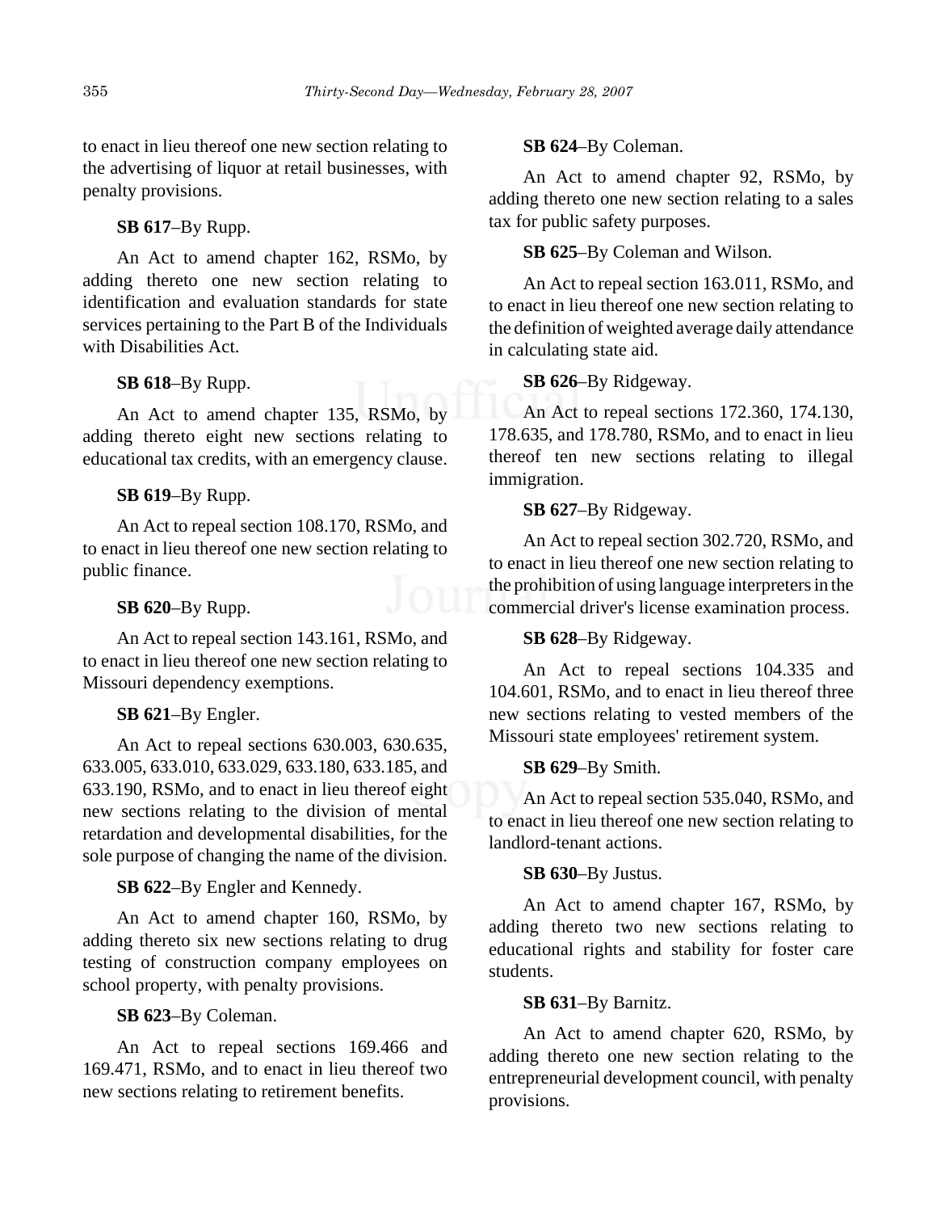to enact in lieu thereof one new section relating to the advertising of liquor at retail businesses, with penalty provisions.

**SB 617**–By Rupp.

An Act to amend chapter 162, RSMo, by adding thereto one new section relating to identification and evaluation standards for state services pertaining to the Part B of the Individuals with Disabilities Act.

**SB 618**–By Rupp.

An Act to amend chapter 135, RSMo, by adding thereto eight new sections relating to educational tax credits, with an emergency clause.

**SB 619**–By Rupp.

An Act to repeal section 108.170, RSMo, and to enact in lieu thereof one new section relating to public finance.

**SB 620**–By Rupp.

An Act to repeal section 143.161, RSMo, and to enact in lieu thereof one new section relating to Missouri dependency exemptions.

**SB 621**–By Engler.

An Act to repeal sections 630.003, 630.635, 633.005, 633.010, 633.029, 633.180, 633.185, and 633.190, RSMo, and to enact in lieu thereof eight new sections relating to the division of mental retardation and developmental disabilities, for the sole purpose of changing the name of the division.

**SB 622**–By Engler and Kennedy.

An Act to amend chapter 160, RSMo, by adding thereto six new sections relating to drug testing of construction company employees on school property, with penalty provisions.

**SB 623**–By Coleman.

An Act to repeal sections 169.466 and 169.471, RSMo, and to enact in lieu thereof two new sections relating to retirement benefits.

**SB 624**–By Coleman.

An Act to amend chapter 92, RSMo, by adding thereto one new section relating to a sales tax for public safety purposes.

**SB 625**–By Coleman and Wilson.

An Act to repeal section 163.011, RSMo, and to enact in lieu thereof one new section relating to the definition of weighted average daily attendance in calculating state aid.

**SB 626**–By Ridgeway.

An Act to repeal sections 172.360, 174.130, 178.635, and 178.780, RSMo, and to enact in lieu thereof ten new sections relating to illegal immigration.

**SB 627**–By Ridgeway.

An Act to repeal section 302.720, RSMo, and to enact in lieu thereof one new section relating to the prohibition of using language interpreters in the commercial driver's license examination process.

**SB 628**–By Ridgeway.

An Act to repeal sections 104.335 and 104.601, RSMo, and to enact in lieu thereof three new sections relating to vested members of the Missouri state employees' retirement system.

**SB 629**–By Smith.

An Act to repeal section 535.040, RSMo, and to enact in lieu thereof one new section relating to landlord-tenant actions.

**SB 630**–By Justus.

An Act to amend chapter 167, RSMo, by adding thereto two new sections relating to educational rights and stability for foster care students.

**SB 631**–By Barnitz.

An Act to amend chapter 620, RSMo, by adding thereto one new section relating to the entrepreneurial development council, with penalty provisions.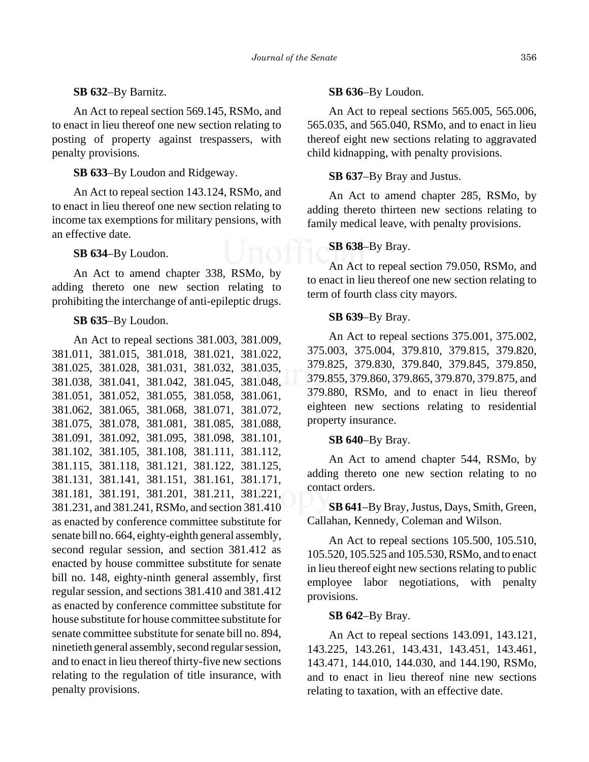**SB 632**–By Barnitz.

An Act to repeal section 569.145, RSMo, and to enact in lieu thereof one new section relating to posting of property against trespassers, with penalty provisions.

**SB 633**–By Loudon and Ridgeway.

An Act to repeal section 143.124, RSMo, and to enact in lieu thereof one new section relating to income tax exemptions for military pensions, with an effective date.

**SB 634**–By Loudon.

An Act to amend chapter 338, RSMo, by adding thereto one new section relating to prohibiting the interchange of anti-epileptic drugs.

**SB 635**–By Loudon.

An Act to repeal sections 381.003, 381.009, 381.011, 381.015, 381.018, 381.021, 381.022, 381.025, 381.028, 381.031, 381.032, 381.035, 381.038, 381.041, 381.042, 381.045, 381.048, 381.051, 381.052, 381.055, 381.058, 381.061, 381.062, 381.065, 381.068, 381.071, 381.072, 381.075, 381.078, 381.081, 381.085, 381.088, 381.091, 381.092, 381.095, 381.098, 381.101, 381.102, 381.105, 381.108, 381.111, 381.112, 381.115, 381.118, 381.121, 381.122, 381.125, 381.131, 381.141, 381.151, 381.161, 381.171, 381.181, 381.191, 381.201, 381.211, 381.221, 381.231, and 381.241, RSMo, and section 381.410 as enacted by conference committee substitute for senate bill no. 664, eighty-eighth general assembly, second regular session, and section 381.412 as enacted by house committee substitute for senate bill no. 148, eighty-ninth general assembly, first regular session, and sections 381.410 and 381.412 as enacted by conference committee substitute for house substitute for house committee substitute for senate committee substitute for senate bill no. 894, ninetieth general assembly, second regular session, and to enact in lieu thereof thirty-five new sections relating to the regulation of title insurance, with penalty provisions.

**SB 636**–By Loudon.

An Act to repeal sections 565.005, 565.006, 565.035, and 565.040, RSMo, and to enact in lieu thereof eight new sections relating to aggravated child kidnapping, with penalty provisions.

**SB 637**–By Bray and Justus.

An Act to amend chapter 285, RSMo, by adding thereto thirteen new sections relating to family medical leave, with penalty provisions.

**SB 638**–By Bray.

An Act to repeal section 79.050, RSMo, and to enact in lieu thereof one new section relating to term of fourth class city mayors.

**SB 639**–By Bray.

An Act to repeal sections 375.001, 375.002, 375.003, 375.004, 379.810, 379.815, 379.820, 379.825, 379.830, 379.840, 379.845, 379.850, 379.855, 379.860, 379.865, 379.870, 379.875, and 379.880, RSMo, and to enact in lieu thereof eighteen new sections relating to residential property insurance.

**SB 640**–By Bray.

An Act to amend chapter 544, RSMo, by adding thereto one new section relating to no contact orders.

**SB 641**–By Bray, Justus, Days, Smith, Green, Callahan, Kennedy, Coleman and Wilson.

An Act to repeal sections 105.500, 105.510, 105.520, 105.525 and 105.530, RSMo, and to enact in lieu thereof eight new sections relating to public employee labor negotiations, with penalty provisions.

**SB 642**–By Bray.

An Act to repeal sections 143.091, 143.121, 143.225, 143.261, 143.431, 143.451, 143.461, 143.471, 144.010, 144.030, and 144.190, RSMo, and to enact in lieu thereof nine new sections relating to taxation, with an effective date.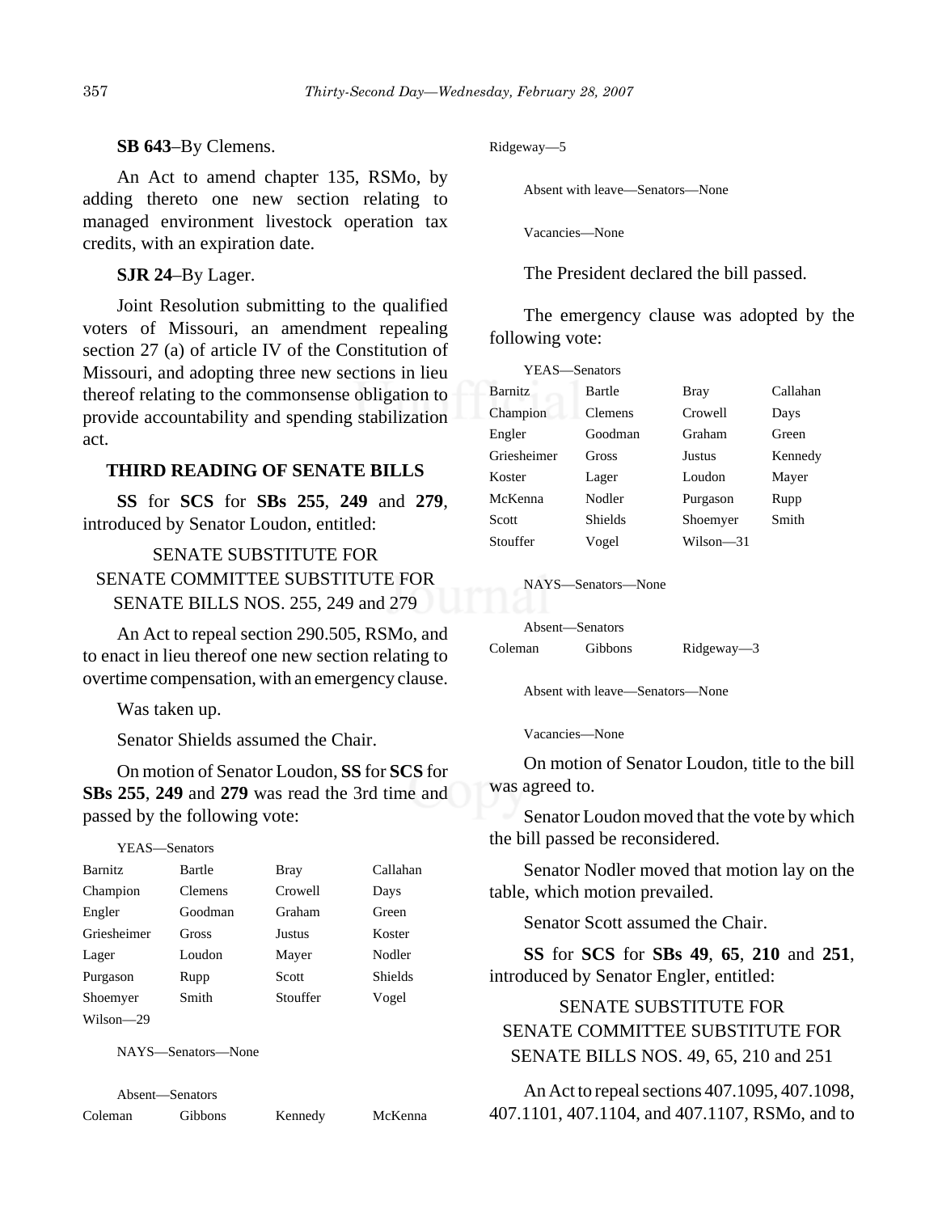**SB 643**–By Clemens.

An Act to amend chapter 135, RSMo, by adding thereto one new section relating to managed environment livestock operation tax credits, with an expiration date.

**SJR 24**–By Lager.

Joint Resolution submitting to the qualified voters of Missouri, an amendment repealing section 27 (a) of article IV of the Constitution of Missouri, and adopting three new sections in lieu thereof relating to the commonsense obligation to provide accountability and spending stabilization act.

## THIRD READING OF SENATE BILLS

**SS** for **SCS** for **SBs 255**, **249** and **279**, introduced by Senator Loudon, entitled:

SENATE SUBSTITUTE FOR
SENATE COMMITTEE SUBSTITUTE FOR
SENATE BILLS NOS. 255, 249 and 279

An Act to repeal section 290.505, RSMo, and to enact in lieu thereof one new section relating to overtime compensation, with an emergency clause.

Was taken up.

Senator Shields assumed the Chair.

On motion of Senator Loudon, **SS** for **SCS** for **SBs 255**, **249** and **279** was read the 3rd time and passed by the following vote:

YEAS—Senators

| | | | |
|---|---|---|---|
| Barnitz | Bartle | Bray | Callahan |
| Champion | Clemens | Crowell | Days |
| Engler | Goodman | Graham | Green |
| Griesheimer | Gross | Justus | Koster |
| Lager | Loudon | Mayer | Nodler |
| Purgason | Rupp | Scott | Shields |
| Shoemyer | Smith | Stouffer | Vogel |
| Wilson—29 | | | |

NAYS—Senators—None

Absent—Senators

| | | | |
|---|---|---|---|
| Coleman | Gibbons | Kennedy | McKenna |
| Ridgeway—5 | | | |

Absent with leave—Senators—None

Vacancies—None

The President declared the bill passed.

The emergency clause was adopted by the following vote:

YEAS—Senators

| | | | |
|---|---|---|---|
| Barnitz | Bartle | Bray | Callahan |
| Champion | Clemens | Crowell | Days |
| Engler | Goodman | Graham | Green |
| Griesheimer | Gross | Justus | Kennedy |
| Koster | Lager | Loudon | Mayer |
| McKenna | Nodler | Purgason | Rupp |
| Scott | Shields | Shoemyer | Smith |
| Stouffer | Vogel | Wilson—31 | |

NAYS—Senators—None

Absent—Senators

| | | |
|---|---|---|
| Coleman | Gibbons | Ridgeway—3 |

Absent with leave—Senators—None

Vacancies—None

On motion of Senator Loudon, title to the bill was agreed to.

Senator Loudon moved that the vote by which the bill passed be reconsidered.

Senator Nodler moved that motion lay on the table, which motion prevailed.

Senator Scott assumed the Chair.

**SS** for **SCS** for **SBs 49**, **65**, **210** and **251**, introduced by Senator Engler, entitled:

SENATE SUBSTITUTE FOR
SENATE COMMITTEE SUBSTITUTE FOR
SENATE BILLS NOS. 49, 65, 210 and 251

An Act to repeal sections 407.1095, 407.1098, 407.1101, 407.1104, and 407.1107, RSMo, and to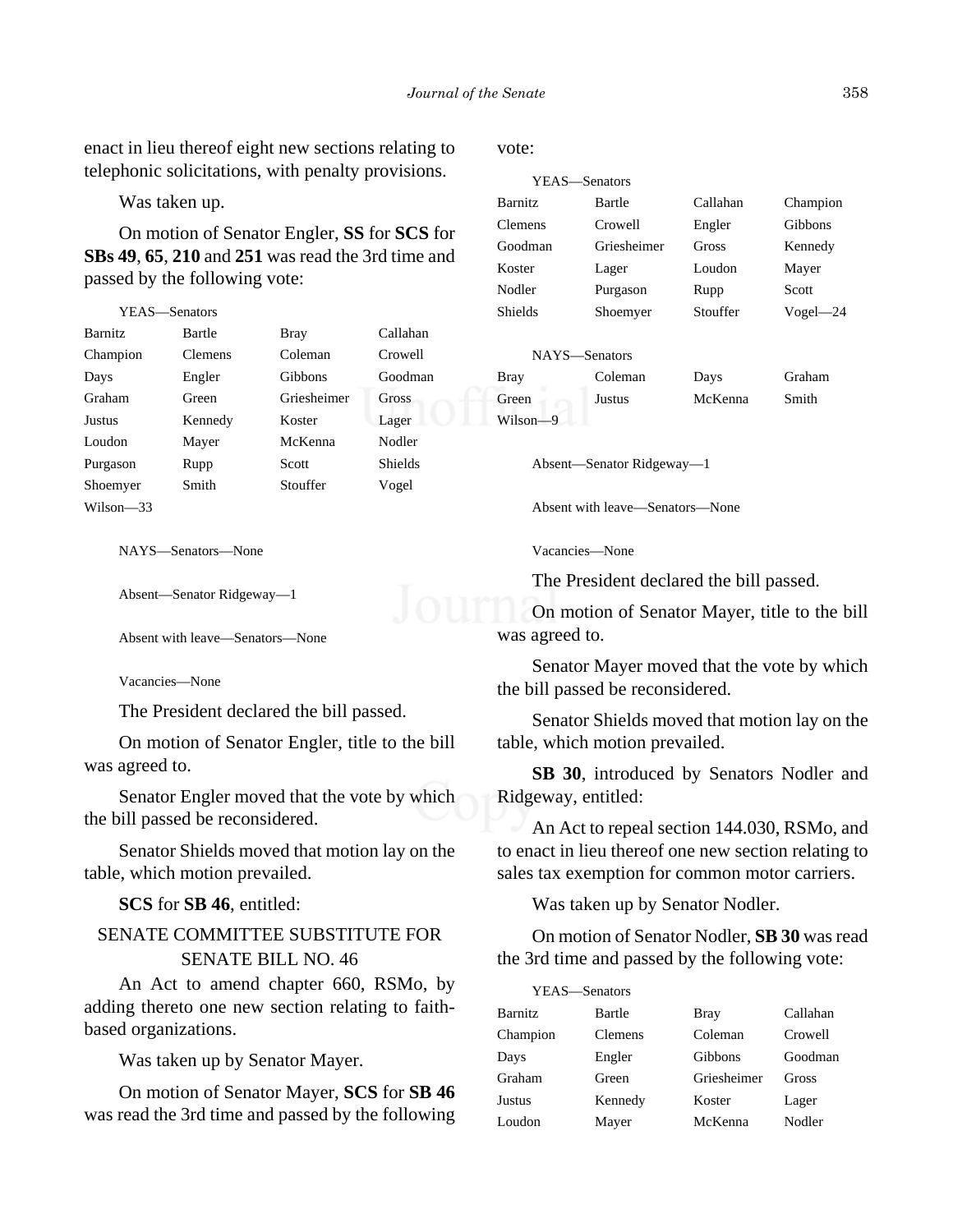enact in lieu thereof eight new sections relating to telephonic solicitations, with penalty provisions.

Was taken up.

On motion of Senator Engler, **SS** for **SCS** for **SBs 49**, **65**, **210** and **251** was read the 3rd time and passed by the following vote:

YEAS—Senators

| | | | |
|---|---|---|---|
| Barnitz | Bartle | Bray | Callahan |
| Champion | Clemens | Coleman | Crowell |
| Days | Engler | Gibbons | Goodman |
| Graham | Green | Griesheimer | Gross |
| Justus | Kennedy | Koster | Lager |
| Loudon | Mayer | McKenna | Nodler |
| Purgason | Rupp | Scott | Shields |
| Shoemyer | Smith | Stouffer | Vogel |
| Wilson—33 | | | |

NAYS—Senators—None

Absent—Senator Ridgeway—1

Absent with leave—Senators—None

Vacancies—None

The President declared the bill passed.

On motion of Senator Engler, title to the bill was agreed to.

Senator Engler moved that the vote by which the bill passed be reconsidered.

Senator Shields moved that motion lay on the table, which motion prevailed.

**SCS** for **SB 46**, entitled:

SENATE COMMITTEE SUBSTITUTE FOR SENATE BILL NO. 46

An Act to amend chapter 660, RSMo, by adding thereto one new section relating to faith-based organizations.

Was taken up by Senator Mayer.

On motion of Senator Mayer, **SCS** for **SB 46** was read the 3rd time and passed by the following vote:

YEAS—Senators

| | | | |
|---|---|---|---|
| Barnitz | Bartle | Callahan | Champion |
| Clemens | Crowell | Engler | Gibbons |
| Goodman | Griesheimer | Gross | Kennedy |
| Koster | Lager | Loudon | Mayer |
| Nodler | Purgason | Rupp | Scott |
| Shields | Shoemyer | Stouffer | Vogel—24 |

NAYS—Senators

| | | | |
|---|---|---|---|
| Bray | Coleman | Days | Graham |
| Green | Justus | McKenna | Smith |
| Wilson—9 | | | |

Absent—Senator Ridgeway—1

Absent with leave—Senators—None

Vacancies—None

The President declared the bill passed.

On motion of Senator Mayer, title to the bill was agreed to.

Senator Mayer moved that the vote by which the bill passed be reconsidered.

Senator Shields moved that motion lay on the table, which motion prevailed.

**SB 30**, introduced by Senators Nodler and Ridgeway, entitled:

An Act to repeal section 144.030, RSMo, and to enact in lieu thereof one new section relating to sales tax exemption for common motor carriers.

Was taken up by Senator Nodler.

On motion of Senator Nodler, **SB 30** was read the 3rd time and passed by the following vote:

YEAS—Senators

| | | | |
|---|---|---|---|
| Barnitz | Bartle | Bray | Callahan |
| Champion | Clemens | Coleman | Crowell |
| Days | Engler | Gibbons | Goodman |
| Graham | Green | Griesheimer | Gross |
| Justus | Kennedy | Koster | Lager |
| Loudon | Mayer | McKenna | Nodler |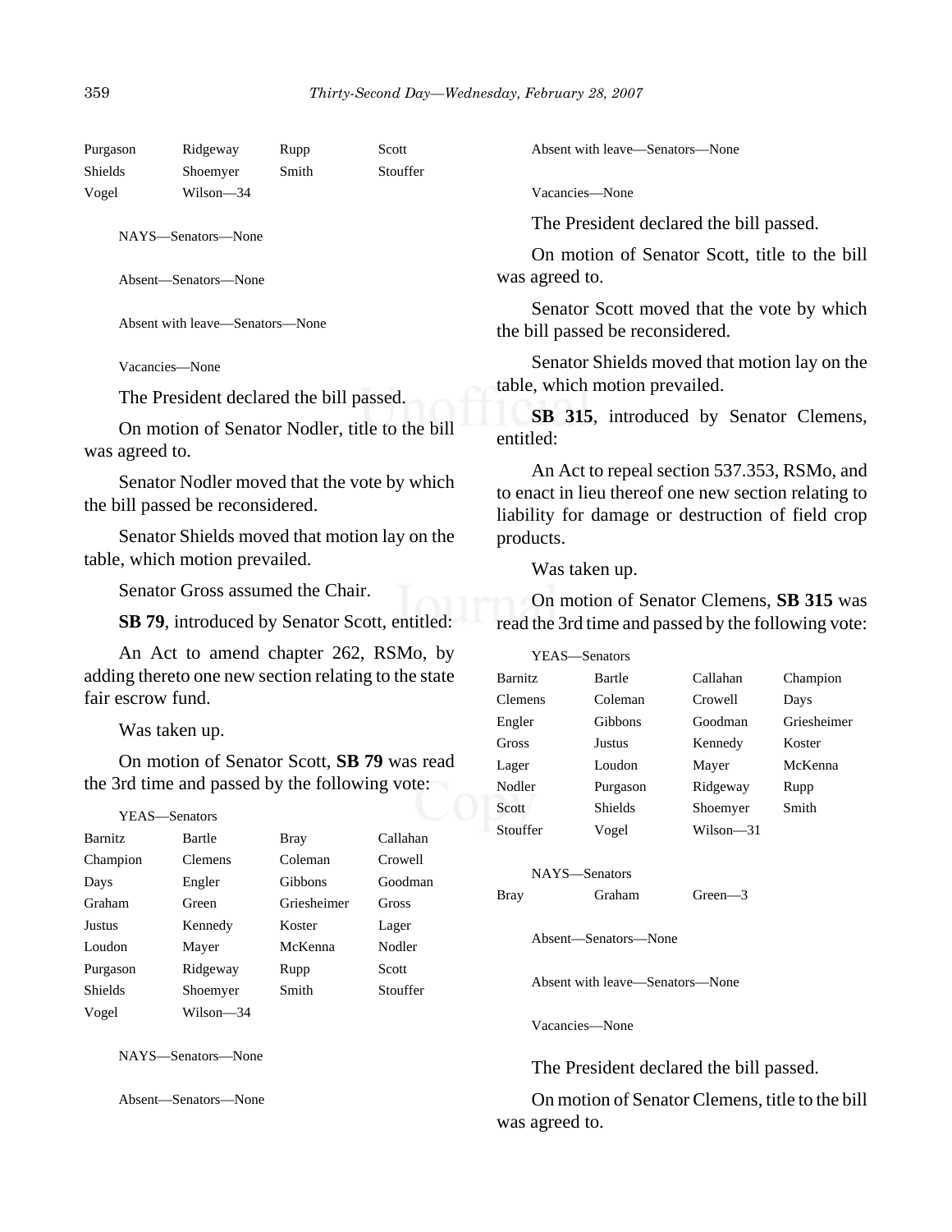| | | | |
|---|---|---|---|
| Purgason | Ridgeway | Rupp | Scott |
| Shields | Shoemyer | Smith | Stouffer |
| Vogel | Wilson—34 | | |

NAYS—Senators—None

Absent—Senators—None

Absent with leave—Senators—None

Vacancies—None

The President declared the bill passed.

On motion of Senator Nodler, title to the bill was agreed to.

Senator Nodler moved that the vote by which the bill passed be reconsidered.

Senator Shields moved that motion lay on the table, which motion prevailed.

Senator Gross assumed the Chair.

**SB 79**, introduced by Senator Scott, entitled:

An Act to amend chapter 262, RSMo, by adding thereto one new section relating to the state fair escrow fund.

Was taken up.

On motion of Senator Scott, **SB 79** was read the 3rd time and passed by the following vote:

YEAS—Senators

| | | | |
|---|---|---|---|
| Barnitz | Bartle | Bray | Callahan |
| Champion | Clemens | Coleman | Crowell |
| Days | Engler | Gibbons | Goodman |
| Graham | Green | Griesheimer | Gross |
| Justus | Kennedy | Koster | Lager |
| Loudon | Mayer | McKenna | Nodler |
| Purgason | Ridgeway | Rupp | Scott |
| Shields | Shoemyer | Smith | Stouffer |
| Vogel | Wilson—34 | | |

NAYS—Senators—None

Absent—Senators—None

Absent with leave—Senators—None

Vacancies—None

The President declared the bill passed.

On motion of Senator Scott, title to the bill was agreed to.

Senator Scott moved that the vote by which the bill passed be reconsidered.

Senator Shields moved that motion lay on the table, which motion prevailed.

**SB 315**, introduced by Senator Clemens, entitled:

An Act to repeal section 537.353, RSMo, and to enact in lieu thereof one new section relating to liability for damage or destruction of field crop products.

Was taken up.

On motion of Senator Clemens, **SB 315** was read the 3rd time and passed by the following vote:

YEAS—Senators

| | | | |
|---|---|---|---|
| Barnitz | Bartle | Callahan | Champion |
| Clemens | Coleman | Crowell | Days |
| Engler | Gibbons | Goodman | Griesheimer |
| Gross | Justus | Kennedy | Koster |
| Lager | Loudon | Mayer | McKenna |
| Nodler | Purgason | Ridgeway | Rupp |
| Scott | Shields | Shoemyer | Smith |
| Stouffer | Vogel | Wilson—31 | |

NAYS—Senators

| | | |
|---|---|---|
| Bray | Graham | Green—3 |

Absent—Senators—None

Absent with leave—Senators—None

Vacancies—None

The President declared the bill passed.

On motion of Senator Clemens, title to the bill was agreed to.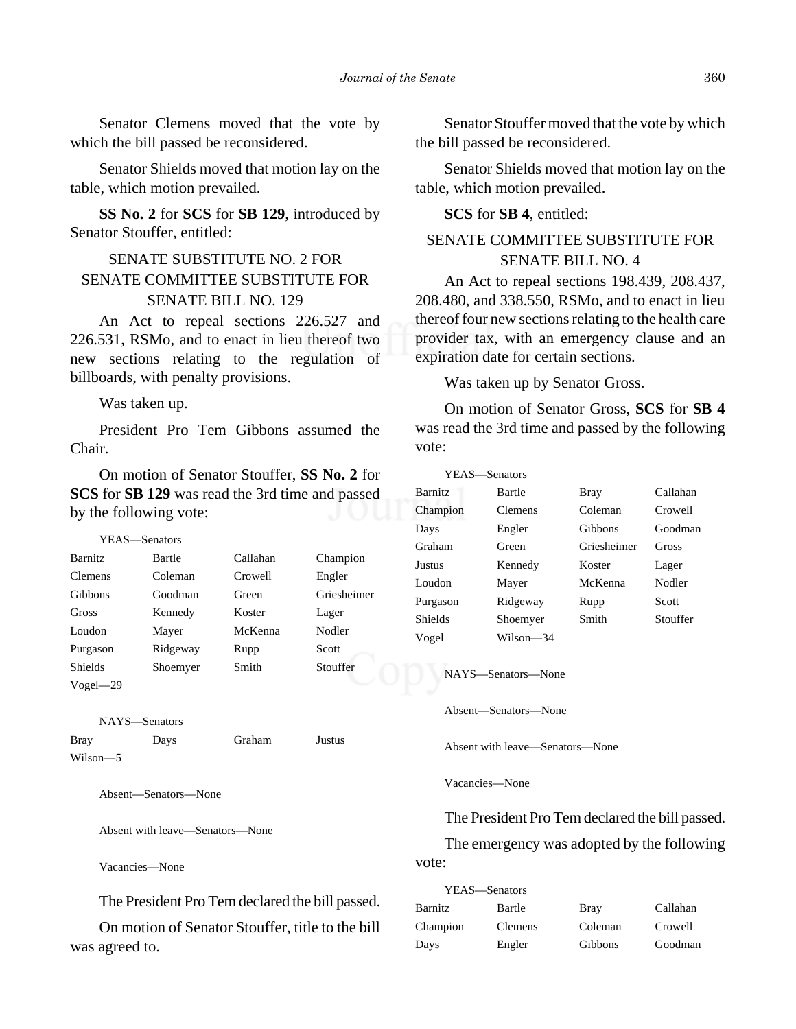Senator Clemens moved that the vote by which the bill passed be reconsidered.

Senator Shields moved that motion lay on the table, which motion prevailed.

**SS No. 2** for **SCS** for **SB 129**, introduced by Senator Stouffer, entitled:

SENATE SUBSTITUTE NO. 2 FOR SENATE COMMITTEE SUBSTITUTE FOR SENATE BILL NO. 129

An Act to repeal sections 226.527 and 226.531, RSMo, and to enact in lieu thereof two new sections relating to the regulation of billboards, with penalty provisions.

Was taken up.

President Pro Tem Gibbons assumed the Chair.

On motion of Senator Stouffer, **SS No. 2** for **SCS** for **SB 129** was read the 3rd time and passed by the following vote:

YEAS—Senators

| | | | |
|---|---|---|---|
| Barnitz | Bartle | Callahan | Champion |
| Clemens | Coleman | Crowell | Engler |
| Gibbons | Goodman | Green | Griesheimer |
| Gross | Kennedy | Koster | Lager |
| Loudon | Mayer | McKenna | Nodler |
| Purgason | Ridgeway | Rupp | Scott |
| Shields | Shoemyer | Smith | Stouffer |
| Vogel—29 | | | |

NAYS—Senators

| | | | |
|---|---|---|---|
| Bray | Days | Graham | Justus |
| Wilson—5 | | | |

Absent—Senators—None

Absent with leave—Senators—None

Vacancies—None

The President Pro Tem declared the bill passed.

On motion of Senator Stouffer, title to the bill was agreed to.

Senator Stouffer moved that the vote by which the bill passed be reconsidered.

Senator Shields moved that motion lay on the table, which motion prevailed.

**SCS** for **SB 4**, entitled:

SENATE COMMITTEE SUBSTITUTE FOR SENATE BILL NO. 4

An Act to repeal sections 198.439, 208.437, 208.480, and 338.550, RSMo, and to enact in lieu thereof four new sections relating to the health care provider tax, with an emergency clause and an expiration date for certain sections.

Was taken up by Senator Gross.

On motion of Senator Gross, **SCS** for **SB 4** was read the 3rd time and passed by the following vote:

YEAS—Senators

| | | | |
|---|---|---|---|
| Barnitz | Bartle | Bray | Callahan |
| Champion | Clemens | Coleman | Crowell |
| Days | Engler | Gibbons | Goodman |
| Graham | Green | Griesheimer | Gross |
| Justus | Kennedy | Koster | Lager |
| Loudon | Mayer | McKenna | Nodler |
| Purgason | Ridgeway | Rupp | Scott |
| Shields | Shoemyer | Smith | Stouffer |
| Vogel | Wilson—34 | | |

NAYS—Senators—None

Absent—Senators—None

Absent with leave—Senators—None

Vacancies—None

The President Pro Tem declared the bill passed.

The emergency was adopted by the following vote:

YEAS—Senators

| | | | |
|---|---|---|---|
| Barnitz | Bartle | Bray | Callahan |
| Champion | Clemens | Coleman | Crowell |
| Days | Engler | Gibbons | Goodman |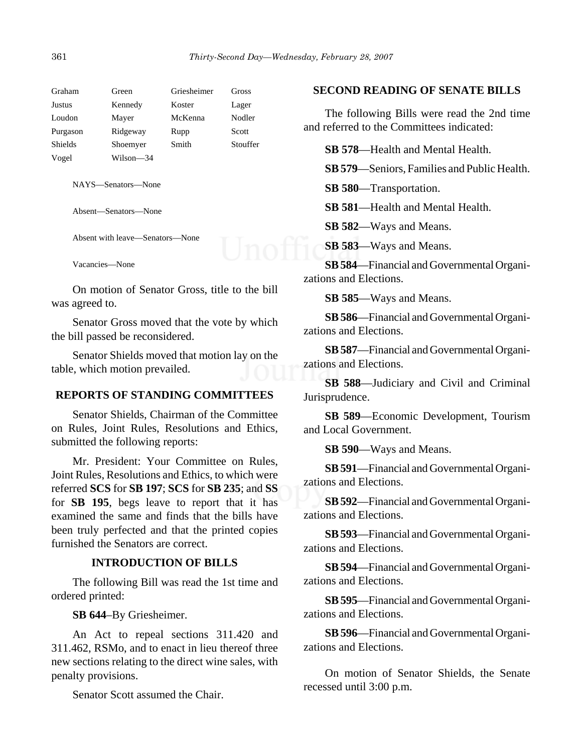| Graham | Green | Griesheimer | Gross |
|---|---|---|---|
| Justus | Kennedy | Koster | Lager |
| Loudon | Mayer | McKenna | Nodler |
| Purgason | Ridgeway | Rupp | Scott |
| Shields | Shoemyer | Smith | Stouffer |
| Vogel | Wilson—34 | | |

NAYS—Senators—None

Absent—Senators—None

Absent with leave—Senators—None

Vacancies—None

On motion of Senator Gross, title to the bill was agreed to.

Senator Gross moved that the vote by which the bill passed be reconsidered.

Senator Shields moved that motion lay on the table, which motion prevailed.

## REPORTS OF STANDING COMMITTEES

Senator Shields, Chairman of the Committee on Rules, Joint Rules, Resolutions and Ethics, submitted the following reports:

Mr. President: Your Committee on Rules, Joint Rules, Resolutions and Ethics, to which were referred **SCS** for **SB 197**; **SCS** for **SB 235**; and **SS** for **SB 195**, begs leave to report that it has examined the same and finds that the bills have been truly perfected and that the printed copies furnished the Senators are correct.

## INTRODUCTION OF BILLS

The following Bill was read the 1st time and ordered printed:

**SB 644**–By Griesheimer.

An Act to repeal sections 311.420 and 311.462, RSMo, and to enact in lieu thereof three new sections relating to the direct wine sales, with penalty provisions.

Senator Scott assumed the Chair.

## SECOND READING OF SENATE BILLS

The following Bills were read the 2nd time and referred to the Committees indicated:

**SB 578**—Health and Mental Health.

**SB 579**—Seniors, Families and Public Health.

**SB 580**—Transportation.

**SB 581**—Health and Mental Health.

**SB 582**—Ways and Means.

**SB 583**—Ways and Means.

**SB 584**—Financial and Governmental Organizations and Elections.

**SB 585**—Ways and Means.

**SB 586**—Financial and Governmental Organizations and Elections.

**SB 587**—Financial and Governmental Organizations and Elections.

**SB 588**—Judiciary and Civil and Criminal Jurisprudence.

**SB 589**—Economic Development, Tourism and Local Government.

**SB 590**—Ways and Means.

**SB 591**—Financial and Governmental Organizations and Elections.

**SB 592**—Financial and Governmental Organizations and Elections.

**SB 593**—Financial and Governmental Organizations and Elections.

**SB 594**—Financial and Governmental Organizations and Elections.

**SB 595**—Financial and Governmental Organizations and Elections.

**SB 596**—Financial and Governmental Organizations and Elections.

On motion of Senator Shields, the Senate recessed until 3:00 p.m.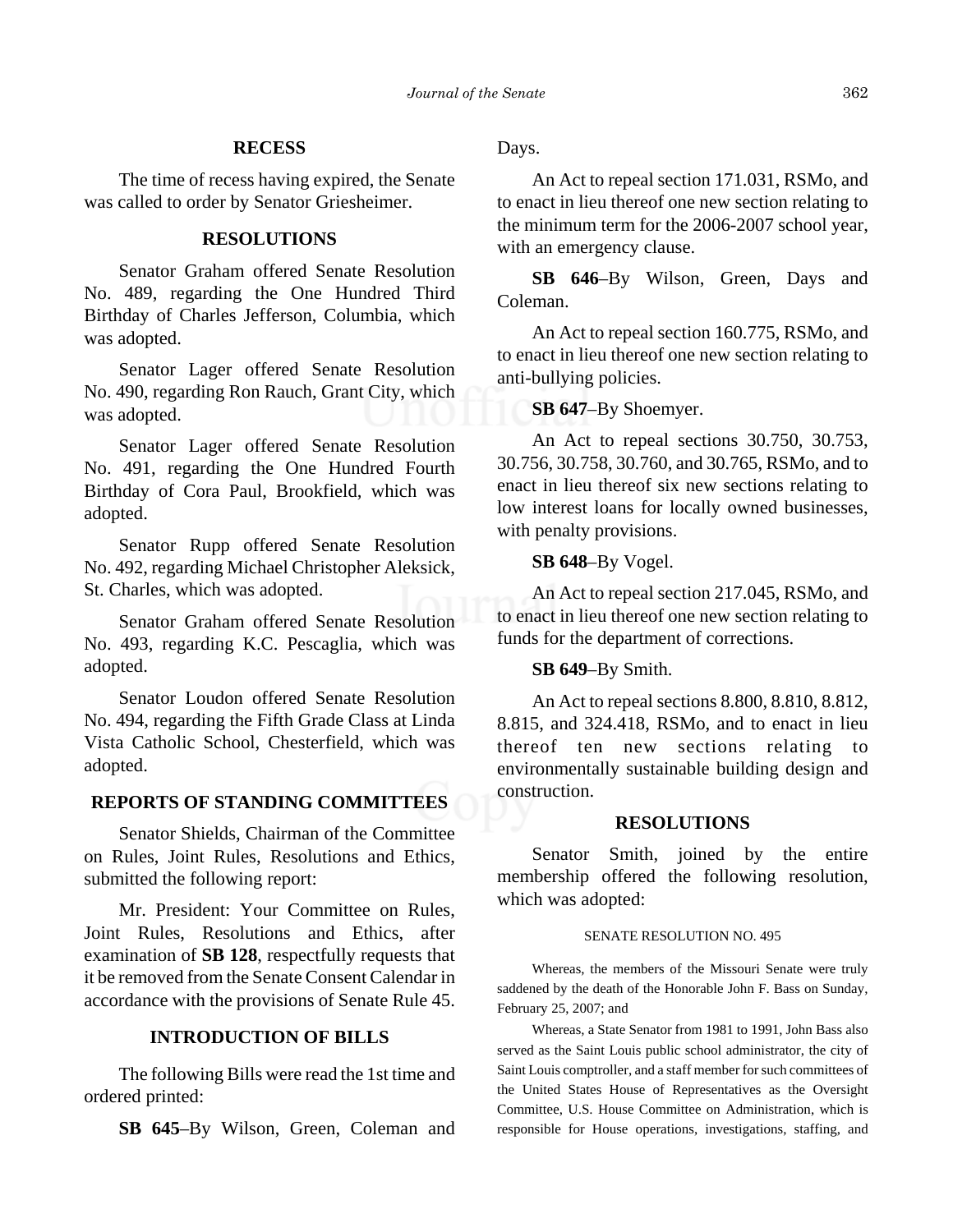## RECESS

The time of recess having expired, the Senate was called to order by Senator Griesheimer.

## RESOLUTIONS

Senator Graham offered Senate Resolution No. 489, regarding the One Hundred Third Birthday of Charles Jefferson, Columbia, which was adopted.

Senator Lager offered Senate Resolution No. 490, regarding Ron Rauch, Grant City, which was adopted.

Senator Lager offered Senate Resolution No. 491, regarding the One Hundred Fourth Birthday of Cora Paul, Brookfield, which was adopted.

Senator Rupp offered Senate Resolution No. 492, regarding Michael Christopher Aleksick, St. Charles, which was adopted.

Senator Graham offered Senate Resolution No. 493, regarding K.C. Pescaglia, which was adopted.

Senator Loudon offered Senate Resolution No. 494, regarding the Fifth Grade Class at Linda Vista Catholic School, Chesterfield, which was adopted.

## REPORTS OF STANDING COMMITTEES

Senator Shields, Chairman of the Committee on Rules, Joint Rules, Resolutions and Ethics, submitted the following report:

Mr. President: Your Committee on Rules, Joint Rules, Resolutions and Ethics, after examination of **SB 128**, respectfully requests that it be removed from the Senate Consent Calendar in accordance with the provisions of Senate Rule 45.

## INTRODUCTION OF BILLS

The following Bills were read the 1st time and ordered printed:

**SB 645**–By Wilson, Green, Coleman and Days.

An Act to repeal section 171.031, RSMo, and to enact in lieu thereof one new section relating to the minimum term for the 2006-2007 school year, with an emergency clause.

**SB 646**–By Wilson, Green, Days and Coleman.

An Act to repeal section 160.775, RSMo, and to enact in lieu thereof one new section relating to anti-bullying policies.

**SB 647**–By Shoemyer.

An Act to repeal sections 30.750, 30.753, 30.756, 30.758, 30.760, and 30.765, RSMo, and to enact in lieu thereof six new sections relating to low interest loans for locally owned businesses, with penalty provisions.

**SB 648**–By Vogel.

An Act to repeal section 217.045, RSMo, and to enact in lieu thereof one new section relating to funds for the department of corrections.

**SB 649**–By Smith.

An Act to repeal sections 8.800, 8.810, 8.812, 8.815, and 324.418, RSMo, and to enact in lieu thereof ten new sections relating to environmentally sustainable building design and construction.

## RESOLUTIONS

Senator Smith, joined by the entire membership offered the following resolution, which was adopted:

SENATE RESOLUTION NO. 495

Whereas, the members of the Missouri Senate were truly saddened by the death of the Honorable John F. Bass on Sunday, February 25, 2007; and

Whereas, a State Senator from 1981 to 1991, John Bass also served as the Saint Louis public school administrator, the city of Saint Louis comptroller, and a staff member for such committees of the United States House of Representatives as the Oversight Committee, U.S. House Committee on Administration, which is responsible for House operations, investigations, staffing, and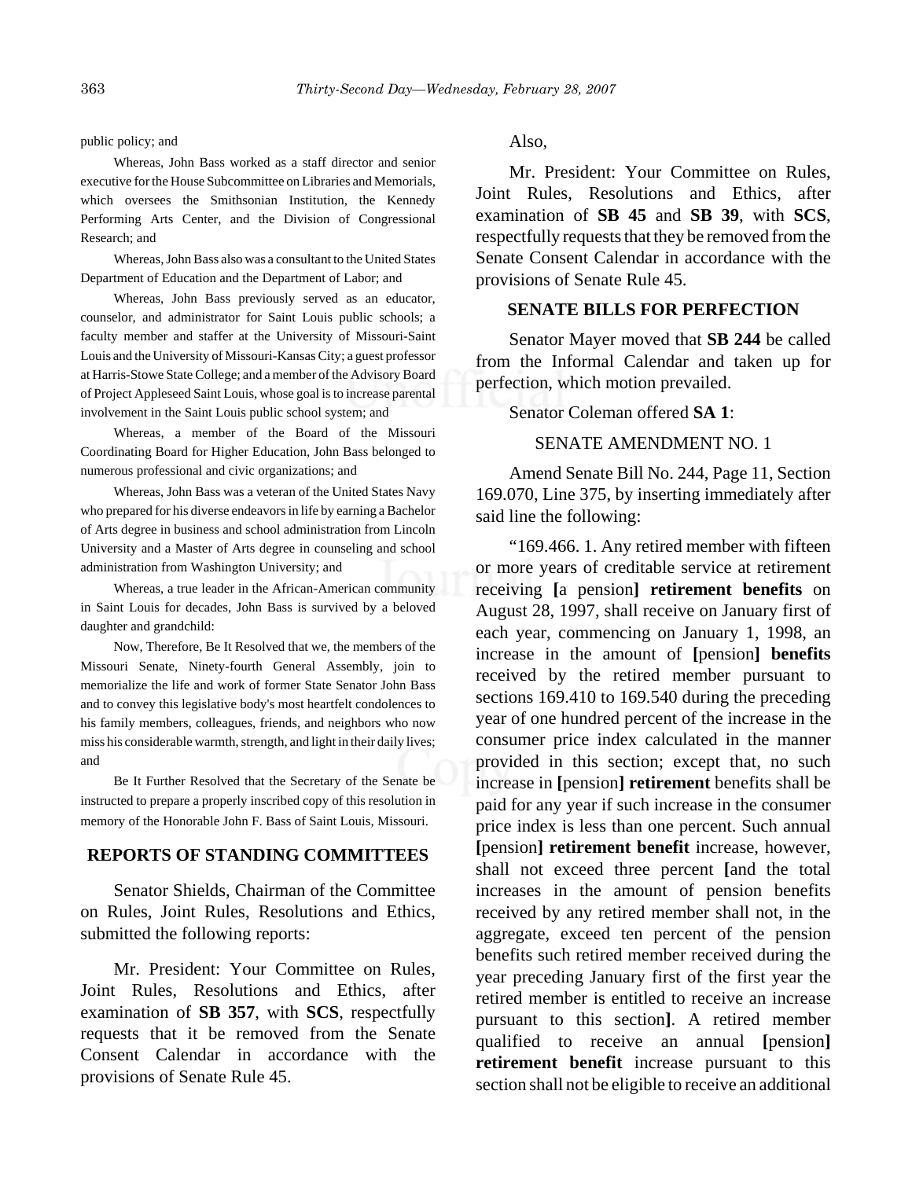public policy; and

Whereas, John Bass worked as a staff director and senior executive for the House Subcommittee on Libraries and Memorials, which oversees the Smithsonian Institution, the Kennedy Performing Arts Center, and the Division of Congressional Research; and

Whereas, John Bass also was a consultant to the United States Department of Education and the Department of Labor; and

Whereas, John Bass previously served as an educator, counselor, and administrator for Saint Louis public schools; a faculty member and staffer at the University of Missouri-Saint Louis and the University of Missouri-Kansas City; a guest professor at Harris-Stowe State College; and a member of the Advisory Board of Project Appleseed Saint Louis, whose goal is to increase parental involvement in the Saint Louis public school system; and

Whereas, a member of the Board of the Missouri Coordinating Board for Higher Education, John Bass belonged to numerous professional and civic organizations; and

Whereas, John Bass was a veteran of the United States Navy who prepared for his diverse endeavors in life by earning a Bachelor of Arts degree in business and school administration from Lincoln University and a Master of Arts degree in counseling and school administration from Washington University; and

Whereas, a true leader in the African-American community in Saint Louis for decades, John Bass is survived by a beloved daughter and grandchild:

Now, Therefore, Be It Resolved that we, the members of the Missouri Senate, Ninety-fourth General Assembly, join to memorialize the life and work of former State Senator John Bass and to convey this legislative body's most heartfelt condolences to his family members, colleagues, friends, and neighbors who now miss his considerable warmth, strength, and light in their daily lives; and

Be It Further Resolved that the Secretary of the Senate be instructed to prepare a properly inscribed copy of this resolution in memory of the Honorable John F. Bass of Saint Louis, Missouri.

## REPORTS OF STANDING COMMITTEES

Senator Shields, Chairman of the Committee on Rules, Joint Rules, Resolutions and Ethics, submitted the following reports:

Mr. President: Your Committee on Rules, Joint Rules, Resolutions and Ethics, after examination of **SB 357**, with **SCS**, respectfully requests that it be removed from the Senate Consent Calendar in accordance with the provisions of Senate Rule 45.

Also,

Mr. President: Your Committee on Rules, Joint Rules, Resolutions and Ethics, after examination of **SB 45** and **SB 39**, with **SCS**, respectfully requests that they be removed from the Senate Consent Calendar in accordance with the provisions of Senate Rule 45.

## SENATE BILLS FOR PERFECTION

Senator Mayer moved that **SB 244** be called from the Informal Calendar and taken up for perfection, which motion prevailed.

Senator Coleman offered **SA 1**:

SENATE AMENDMENT NO. 1

Amend Senate Bill No. 244, Page 11, Section 169.070, Line 375, by inserting immediately after said line the following:

"169.466. 1. Any retired member with fifteen or more years of creditable service at retirement receiving **[**a pension**] retirement benefits** on August 28, 1997, shall receive on January first of each year, commencing on January 1, 1998, an increase in the amount of **[**pension**] benefits** received by the retired member pursuant to sections 169.410 to 169.540 during the preceding year of one hundred percent of the increase in the consumer price index calculated in the manner provided in this section; except that, no such increase in **[**pension**] retirement** benefits shall be paid for any year if such increase in the consumer price index is less than one percent. Such annual **[**pension**] retirement benefit** increase, however, shall not exceed three percent **[**and the total increases in the amount of pension benefits received by any retired member shall not, in the aggregate, exceed ten percent of the pension benefits such retired member received during the year preceding January first of the first year the retired member is entitled to receive an increase pursuant to this section**]**. A retired member qualified to receive an annual **[**pension**] retirement benefit** increase pursuant to this section shall not be eligible to receive an additional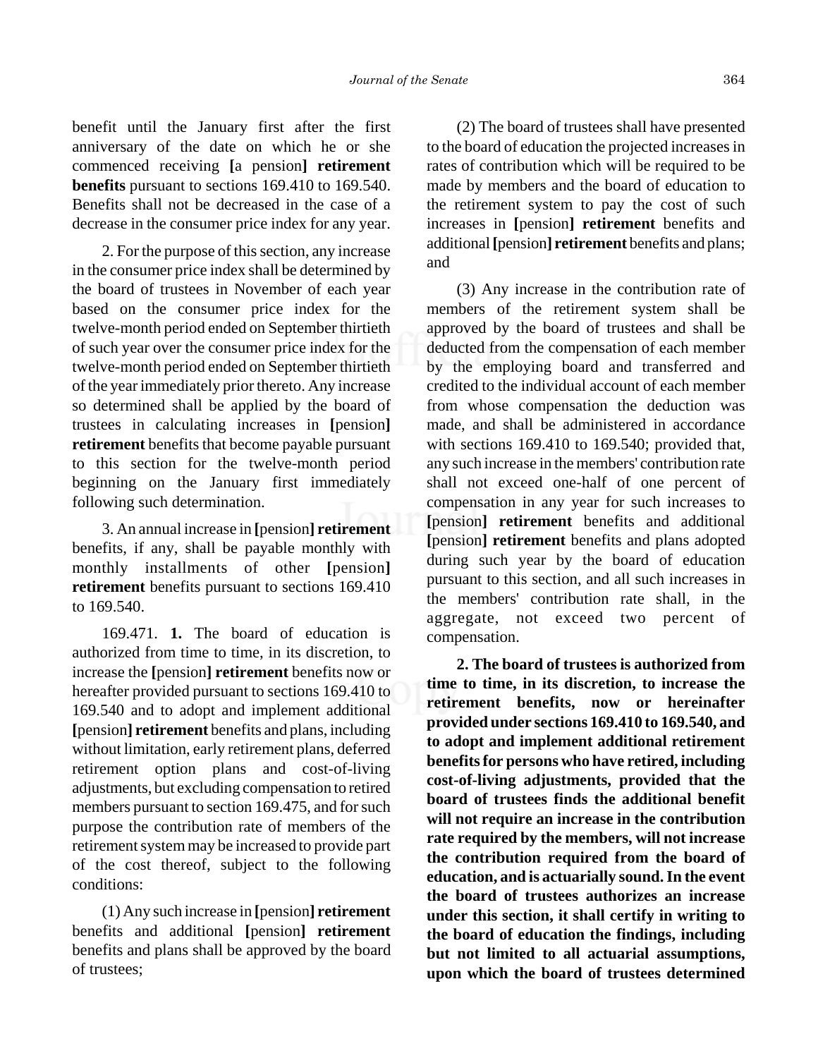benefit until the January first after the first anniversary of the date on which he or she commenced receiving [a pension] **retirement benefits** pursuant to sections 169.410 to 169.540. Benefits shall not be decreased in the case of a decrease in the consumer price index for any year.

2. For the purpose of this section, any increase in the consumer price index shall be determined by the board of trustees in November of each year based on the consumer price index for the twelve-month period ended on September thirtieth of such year over the consumer price index for the twelve-month period ended on September thirtieth of the year immediately prior thereto. Any increase so determined shall be applied by the board of trustees in calculating increases in [pension] **retirement** benefits that become payable pursuant to this section for the twelve-month period beginning on the January first immediately following such determination.

3. An annual increase in [pension] **retirement** benefits, if any, shall be payable monthly with monthly installments of other [pension] **retirement** benefits pursuant to sections 169.410 to 169.540.

169.471. **1.** The board of education is authorized from time to time, in its discretion, to increase the [pension] **retirement** benefits now or hereafter provided pursuant to sections 169.410 to 169.540 and to adopt and implement additional [pension] **retirement** benefits and plans, including without limitation, early retirement plans, deferred retirement option plans and cost-of-living adjustments, but excluding compensation to retired members pursuant to section 169.475, and for such purpose the contribution rate of members of the retirement system may be increased to provide part of the cost thereof, subject to the following conditions:

(1) Any such increase in [pension] **retirement** benefits and additional [pension] **retirement** benefits and plans shall be approved by the board of trustees;

(2) The board of trustees shall have presented to the board of education the projected increases in rates of contribution which will be required to be made by members and the board of education to the retirement system to pay the cost of such increases in [pension] **retirement** benefits and additional [pension] **retirement** benefits and plans; and

(3) Any increase in the contribution rate of members of the retirement system shall be approved by the board of trustees and shall be deducted from the compensation of each member by the employing board and transferred and credited to the individual account of each member from whose compensation the deduction was made, and shall be administered in accordance with sections 169.410 to 169.540; provided that, any such increase in the members' contribution rate shall not exceed one-half of one percent of compensation in any year for such increases to [pension] **retirement** benefits and additional [pension] **retirement** benefits and plans adopted during such year by the board of education pursuant to this section, and all such increases in the members' contribution rate shall, in the aggregate, not exceed two percent of compensation.

**2. The board of trustees is authorized from time to time, in its discretion, to increase the retirement benefits, now or hereinafter provided under sections 169.410 to 169.540, and to adopt and implement additional retirement benefits for persons who have retired, including cost-of-living adjustments, provided that the board of trustees finds the additional benefit will not require an increase in the contribution rate required by the members, will not increase the contribution required from the board of education, and is actuarially sound. In the event the board of trustees authorizes an increase under this section, it shall certify in writing to the board of education the findings, including but not limited to all actuarial assumptions, upon which the board of trustees determined**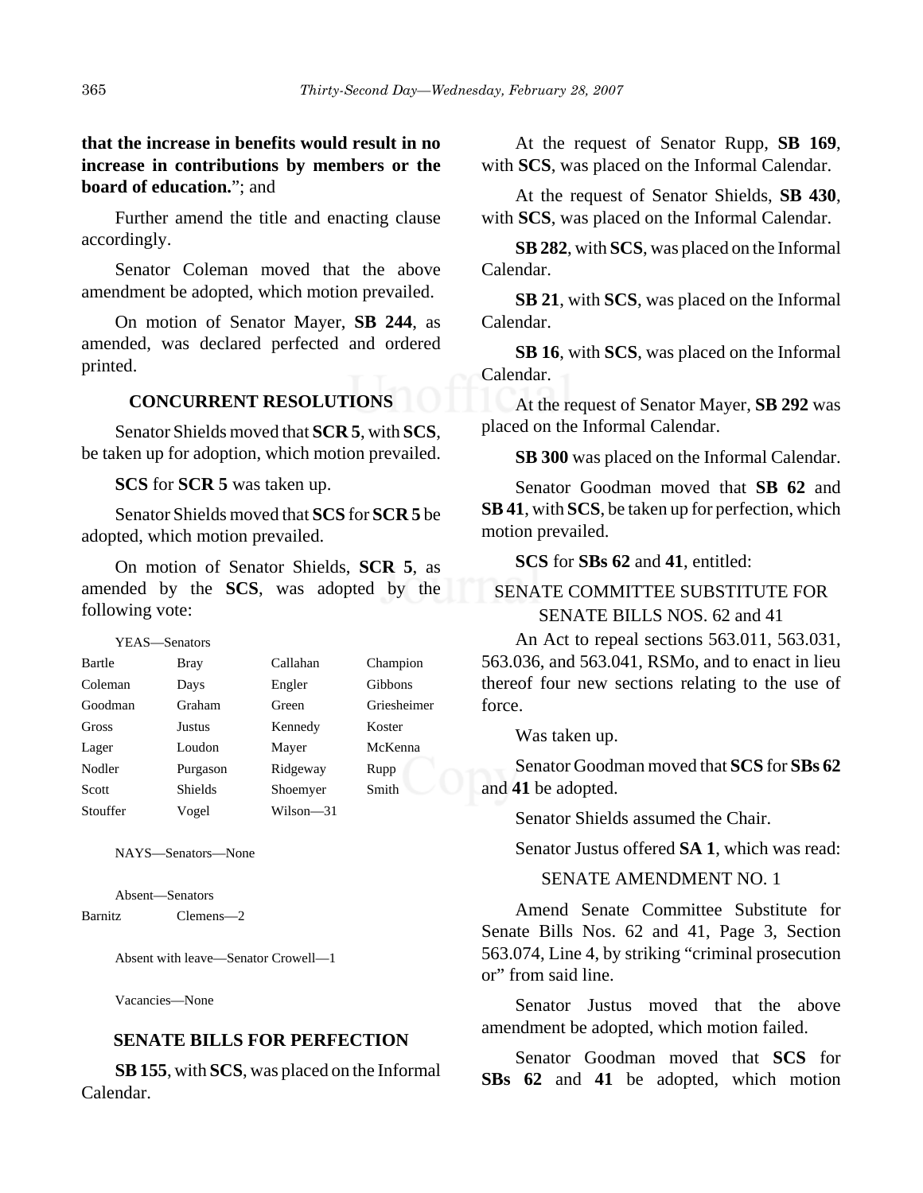**that the increase in benefits would result in no increase in contributions by members or the board of education.**"; and

Further amend the title and enacting clause accordingly.

Senator Coleman moved that the above amendment be adopted, which motion prevailed.

On motion of Senator Mayer, **SB 244**, as amended, was declared perfected and ordered printed.

## CONCURRENT RESOLUTIONS

Senator Shields moved that **SCR 5**, with **SCS**, be taken up for adoption, which motion prevailed.

**SCS** for **SCR 5** was taken up.

Senator Shields moved that **SCS** for **SCR 5** be adopted, which motion prevailed.

On motion of Senator Shields, **SCR 5**, as amended by the **SCS**, was adopted by the following vote:

YEAS—Senators

| | | | |
|---|---|---|---|
| Bartle | Bray | Callahan | Champion |
| Coleman | Days | Engler | Gibbons |
| Goodman | Graham | Green | Griesheimer |
| Gross | Justus | Kennedy | Koster |
| Lager | Loudon | Mayer | McKenna |
| Nodler | Purgason | Ridgeway | Rupp |
| Scott | Shields | Shoemyer | Smith |
| Stouffer | Vogel | Wilson—31 | |

NAYS—Senators—None

Absent—Senators

| | |
|---|---|
| Barnitz | Clemens—2 |

Absent with leave—Senator Crowell—1

Vacancies—None

## SENATE BILLS FOR PERFECTION

**SB 155**, with **SCS**, was placed on the Informal Calendar.

At the request of Senator Rupp, **SB 169**, with **SCS**, was placed on the Informal Calendar.

At the request of Senator Shields, **SB 430**, with **SCS**, was placed on the Informal Calendar.

**SB 282**, with **SCS**, was placed on the Informal Calendar.

**SB 21**, with **SCS**, was placed on the Informal Calendar.

**SB 16**, with **SCS**, was placed on the Informal Calendar.

At the request of Senator Mayer, **SB 292** was placed on the Informal Calendar.

**SB 300** was placed on the Informal Calendar.

Senator Goodman moved that **SB 62** and **SB 41**, with **SCS**, be taken up for perfection, which motion prevailed.

**SCS** for **SBs 62** and **41**, entitled:

SENATE COMMITTEE SUBSTITUTE FOR SENATE BILLS NOS. 62 and 41

An Act to repeal sections 563.011, 563.031, 563.036, and 563.041, RSMo, and to enact in lieu thereof four new sections relating to the use of force.

Was taken up.

Senator Goodman moved that **SCS** for **SBs 62** and **41** be adopted.

Senator Shields assumed the Chair.

Senator Justus offered **SA 1**, which was read:

SENATE AMENDMENT NO. 1

Amend Senate Committee Substitute for Senate Bills Nos. 62 and 41, Page 3, Section 563.074, Line 4, by striking "criminal prosecution or" from said line.

Senator Justus moved that the above amendment be adopted, which motion failed.

Senator Goodman moved that **SCS** for **SBs 62** and **41** be adopted, which motion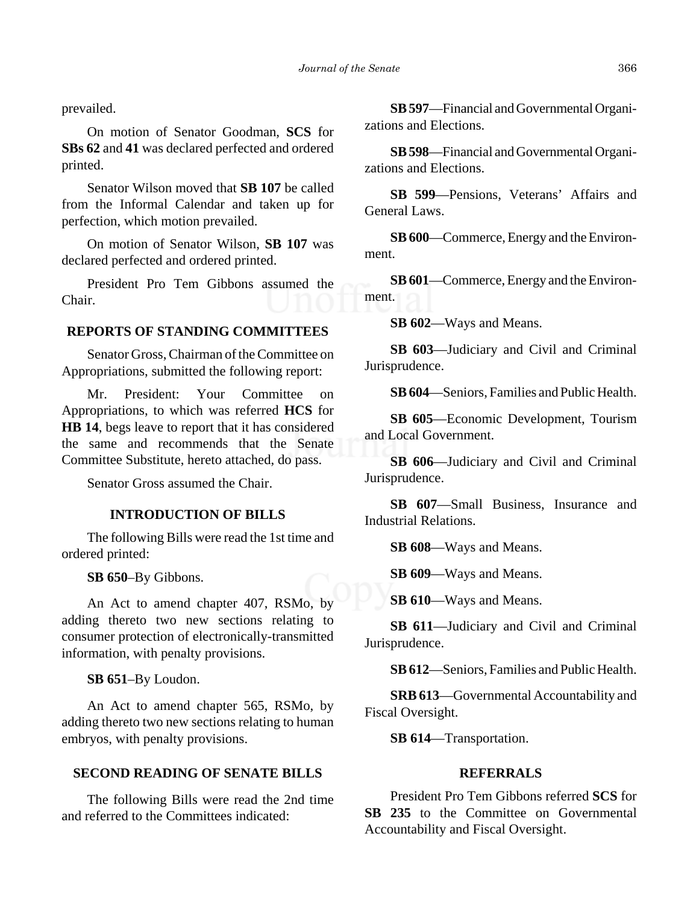prevailed.

On motion of Senator Goodman, **SCS** for **SBs 62** and **41** was declared perfected and ordered printed.

Senator Wilson moved that **SB 107** be called from the Informal Calendar and taken up for perfection, which motion prevailed.

On motion of Senator Wilson, **SB 107** was declared perfected and ordered printed.

President Pro Tem Gibbons assumed the Chair.

## REPORTS OF STANDING COMMITTEES

Senator Gross, Chairman of the Committee on Appropriations, submitted the following report:

Mr. President: Your Committee on Appropriations, to which was referred **HCS** for **HB 14**, begs leave to report that it has considered the same and recommends that the Senate Committee Substitute, hereto attached, do pass.

Senator Gross assumed the Chair.

## INTRODUCTION OF BILLS

The following Bills were read the 1st time and ordered printed:

**SB 650**–By Gibbons.

An Act to amend chapter 407, RSMo, by adding thereto two new sections relating to consumer protection of electronically-transmitted information, with penalty provisions.

**SB 651**–By Loudon.

An Act to amend chapter 565, RSMo, by adding thereto two new sections relating to human embryos, with penalty provisions.

## SECOND READING OF SENATE BILLS

The following Bills were read the 2nd time and referred to the Committees indicated:

**SB 597**—Financial and Governmental Organizations and Elections.

**SB 598**—Financial and Governmental Organizations and Elections.

**SB 599**—Pensions, Veterans' Affairs and General Laws.

**SB 600**—Commerce, Energy and the Environment.

**SB 601**—Commerce, Energy and the Environment.

**SB 602**—Ways and Means.

**SB 603**—Judiciary and Civil and Criminal Jurisprudence.

**SB 604**—Seniors, Families and Public Health.

**SB 605**—Economic Development, Tourism and Local Government.

**SB 606**—Judiciary and Civil and Criminal Jurisprudence.

**SB 607**—Small Business, Insurance and Industrial Relations.

**SB 608**—Ways and Means.

**SB 609**—Ways and Means.

**SB 610**—Ways and Means.

**SB 611**—Judiciary and Civil and Criminal Jurisprudence.

**SB 612**—Seniors, Families and Public Health.

**SRB 613**—Governmental Accountability and Fiscal Oversight.

**SB 614**—Transportation.

## REFERRALS

President Pro Tem Gibbons referred **SCS** for **SB 235** to the Committee on Governmental Accountability and Fiscal Oversight.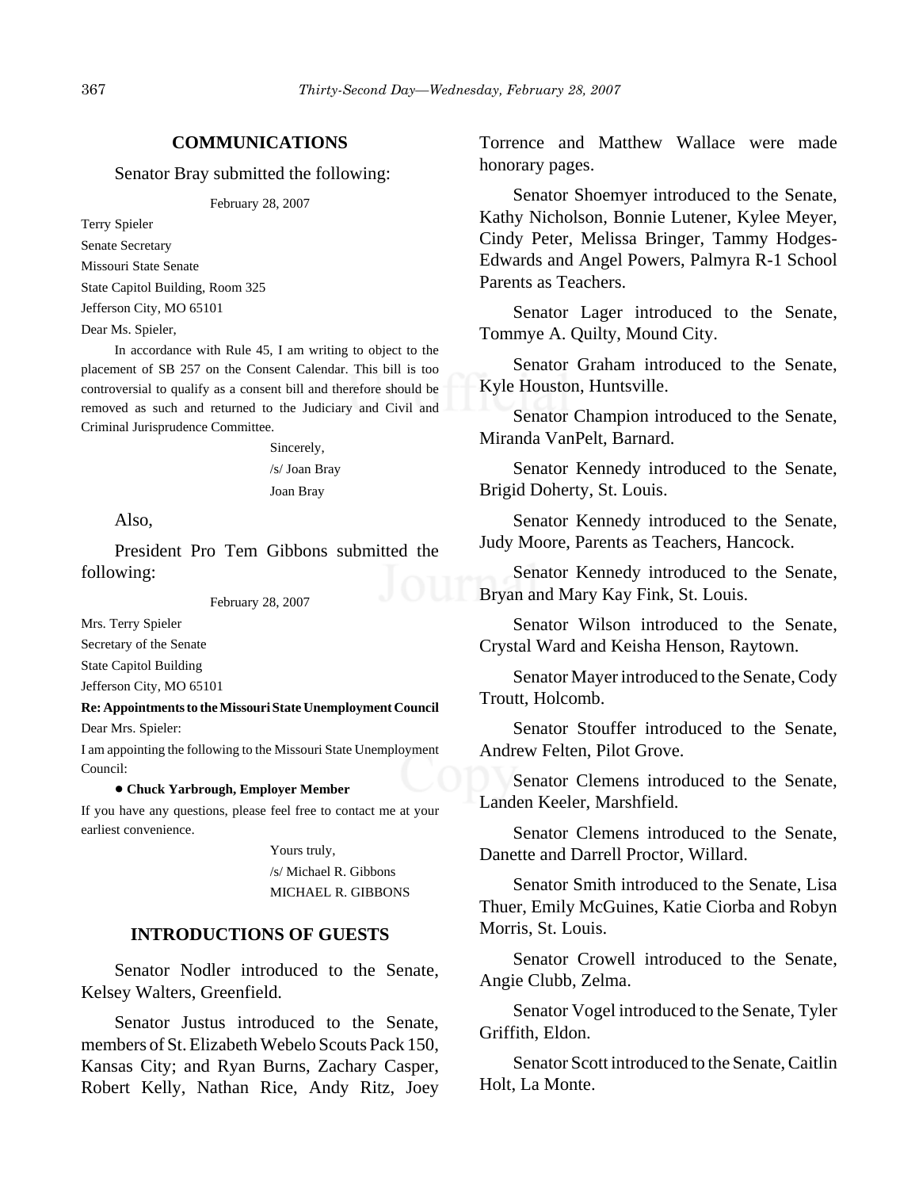## COMMUNICATIONS

Senator Bray submitted the following:

February 28, 2007

Terry Spieler

Senate Secretary

Missouri State Senate

State Capitol Building, Room 325

Jefferson City, MO 65101

Dear Ms. Spieler,

In accordance with Rule 45, I am writing to object to the placement of SB 257 on the Consent Calendar. This bill is too controversial to qualify as a consent bill and therefore should be removed as such and returned to the Judiciary and Civil and Criminal Jurisprudence Committee.

Sincerely,

/s/ Joan Bray

Joan Bray

Also,

President Pro Tem Gibbons submitted the following:

February 28, 2007

Mrs. Terry Spieler

Secretary of the Senate

State Capitol Building

Jefferson City, MO 65101

**Re: Appointments to the Missouri State Unemployment Council**

Dear Mrs. Spieler:

I am appointing the following to the Missouri State Unemployment Council:

- **Chuck Yarbrough, Employer Member**

If you have any questions, please feel free to contact me at your earliest convenience.

Yours truly,

/s/ Michael R. Gibbons

MICHAEL R. GIBBONS

## INTRODUCTIONS OF GUESTS

Senator Nodler introduced to the Senate, Kelsey Walters, Greenfield.

Senator Justus introduced to the Senate, members of St. Elizabeth Webelo Scouts Pack 150, Kansas City; and Ryan Burns, Zachary Casper, Robert Kelly, Nathan Rice, Andy Ritz, Joey Torrence and Matthew Wallace were made honorary pages.

Senator Shoemyer introduced to the Senate, Kathy Nicholson, Bonnie Lutener, Kylee Meyer, Cindy Peter, Melissa Bringer, Tammy Hodges-Edwards and Angel Powers, Palmyra R-1 School Parents as Teachers.

Senator Lager introduced to the Senate, Tommye A. Quilty, Mound City.

Senator Graham introduced to the Senate, Kyle Houston, Huntsville.

Senator Champion introduced to the Senate, Miranda VanPelt, Barnard.

Senator Kennedy introduced to the Senate, Brigid Doherty, St. Louis.

Senator Kennedy introduced to the Senate, Judy Moore, Parents as Teachers, Hancock.

Senator Kennedy introduced to the Senate, Bryan and Mary Kay Fink, St. Louis.

Senator Wilson introduced to the Senate, Crystal Ward and Keisha Henson, Raytown.

Senator Mayer introduced to the Senate, Cody Troutt, Holcomb.

Senator Stouffer introduced to the Senate, Andrew Felten, Pilot Grove.

Senator Clemens introduced to the Senate, Landen Keeler, Marshfield.

Senator Clemens introduced to the Senate, Danette and Darrell Proctor, Willard.

Senator Smith introduced to the Senate, Lisa Thuer, Emily McGuines, Katie Ciorba and Robyn Morris, St. Louis.

Senator Crowell introduced to the Senate, Angie Clubb, Zelma.

Senator Vogel introduced to the Senate, Tyler Griffith, Eldon.

Senator Scott introduced to the Senate, Caitlin Holt, La Monte.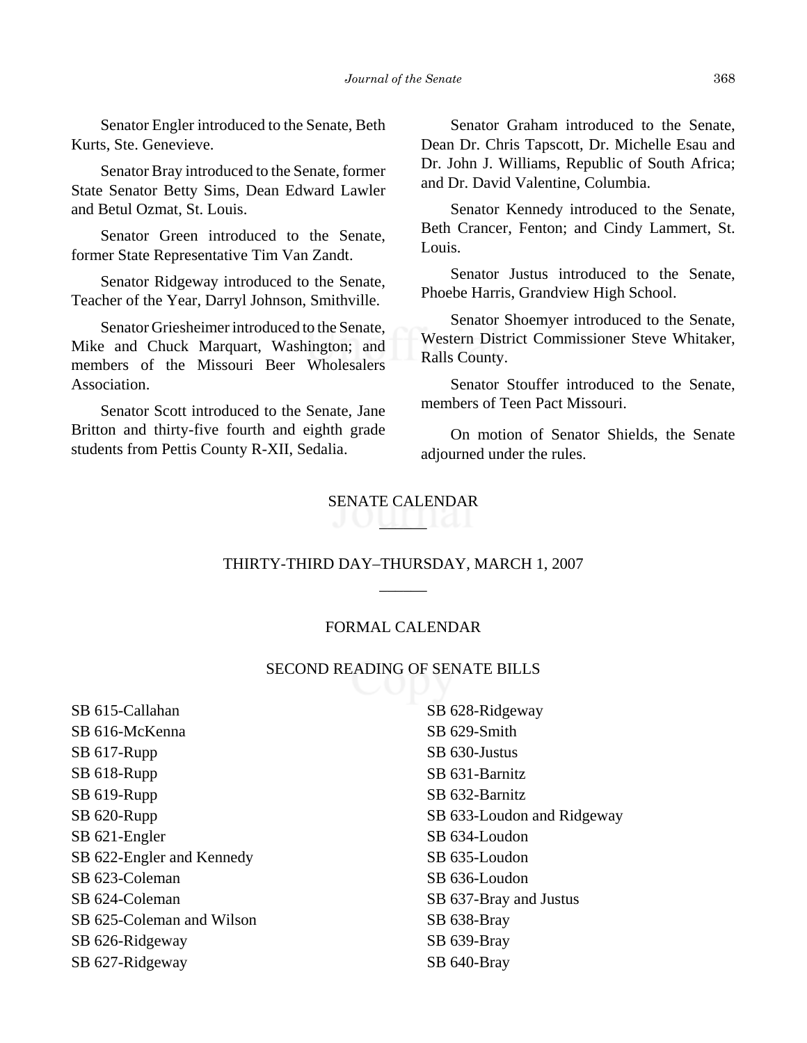Senator Engler introduced to the Senate, Beth Kurts, Ste. Genevieve.

Senator Bray introduced to the Senate, former State Senator Betty Sims, Dean Edward Lawler and Betul Ozmat, St. Louis.

Senator Green introduced to the Senate, former State Representative Tim Van Zandt.

Senator Ridgeway introduced to the Senate, Teacher of the Year, Darryl Johnson, Smithville.

Senator Griesheimer introduced to the Senate, Mike and Chuck Marquart, Washington; and members of the Missouri Beer Wholesalers Association.

Senator Scott introduced to the Senate, Jane Britton and thirty-five fourth and eighth grade students from Pettis County R-XII, Sedalia.

Senator Graham introduced to the Senate, Dean Dr. Chris Tapscott, Dr. Michelle Esau and Dr. John J. Williams, Republic of South Africa; and Dr. David Valentine, Columbia.

Senator Kennedy introduced to the Senate, Beth Crancer, Fenton; and Cindy Lammert, St. Louis.

Senator Justus introduced to the Senate, Phoebe Harris, Grandview High School.

Senator Shoemyer introduced to the Senate, Western District Commissioner Steve Whitaker, Ralls County.

Senator Stouffer introduced to the Senate, members of Teen Pact Missouri.

On motion of Senator Shields, the Senate adjourned under the rules.

## SENATE CALENDAR

## THIRTY-THIRD DAY–THURSDAY, MARCH 1, 2007

### FORMAL CALENDAR

### SECOND READING OF SENATE BILLS

SB 615-Callahan
SB 616-McKenna
SB 617-Rupp
SB 618-Rupp
SB 619-Rupp
SB 620-Rupp
SB 621-Engler
SB 622-Engler and Kennedy
SB 623-Coleman
SB 624-Coleman
SB 625-Coleman and Wilson
SB 626-Ridgeway
SB 627-Ridgeway
SB 628-Ridgeway
SB 629-Smith
SB 630-Justus
SB 631-Barnitz
SB 632-Barnitz
SB 633-Loudon and Ridgeway
SB 634-Loudon
SB 635-Loudon
SB 636-Loudon
SB 637-Bray and Justus
SB 638-Bray
SB 639-Bray
SB 640-Bray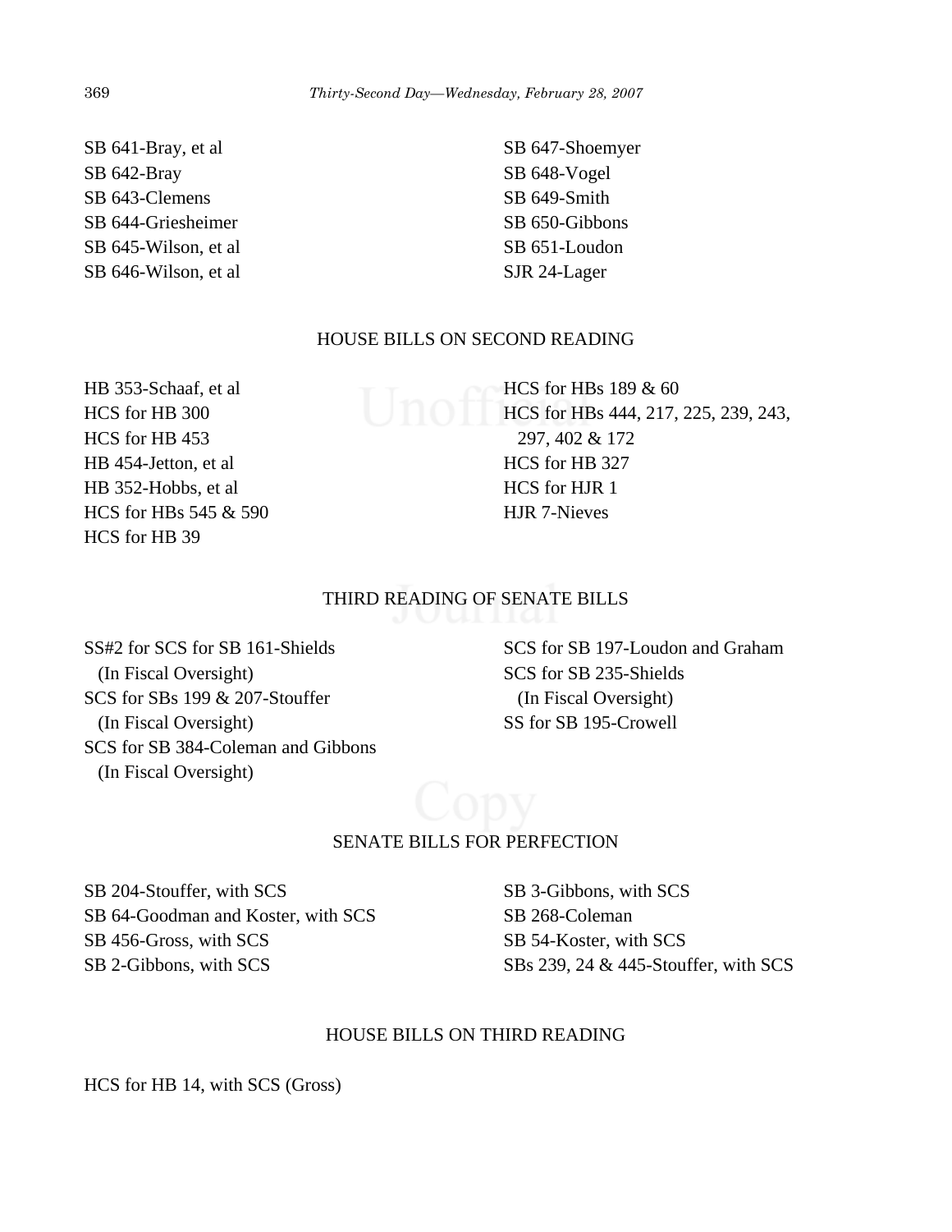SB 641-Bray, et al
SB 642-Bray
SB 643-Clemens
SB 644-Griesheimer
SB 645-Wilson, et al
SB 646-Wilson, et al
SB 647-Shoemyer
SB 648-Vogel
SB 649-Smith
SB 650-Gibbons
SB 651-Loudon
SJR 24-Lager

## HOUSE BILLS ON SECOND READING

HB 353-Schaaf, et al
HCS for HB 300
HCS for HB 453
HB 454-Jetton, et al
HB 352-Hobbs, et al
HCS for HBs 545 & 590
HCS for HB 39
HCS for HBs 189 & 60
HCS for HBs 444, 217, 225, 239, 243, 297, 402 & 172
HCS for HB 327
HCS for HJR 1
HJR 7-Nieves

## THIRD READING OF SENATE BILLS

SS#2 for SCS for SB 161-Shields
 (In Fiscal Oversight)
SCS for SBs 199 & 207-Stouffer
 (In Fiscal Oversight)
SCS for SB 384-Coleman and Gibbons
 (In Fiscal Oversight)
SCS for SB 197-Loudon and Graham
SCS for SB 235-Shields
 (In Fiscal Oversight)
SS for SB 195-Crowell

## SENATE BILLS FOR PERFECTION

SB 204-Stouffer, with SCS
SB 64-Goodman and Koster, with SCS
SB 456-Gross, with SCS
SB 2-Gibbons, with SCS
SB 3-Gibbons, with SCS
SB 268-Coleman
SB 54-Koster, with SCS
SBs 239, 24 & 445-Stouffer, with SCS

## HOUSE BILLS ON THIRD READING

HCS for HB 14, with SCS (Gross)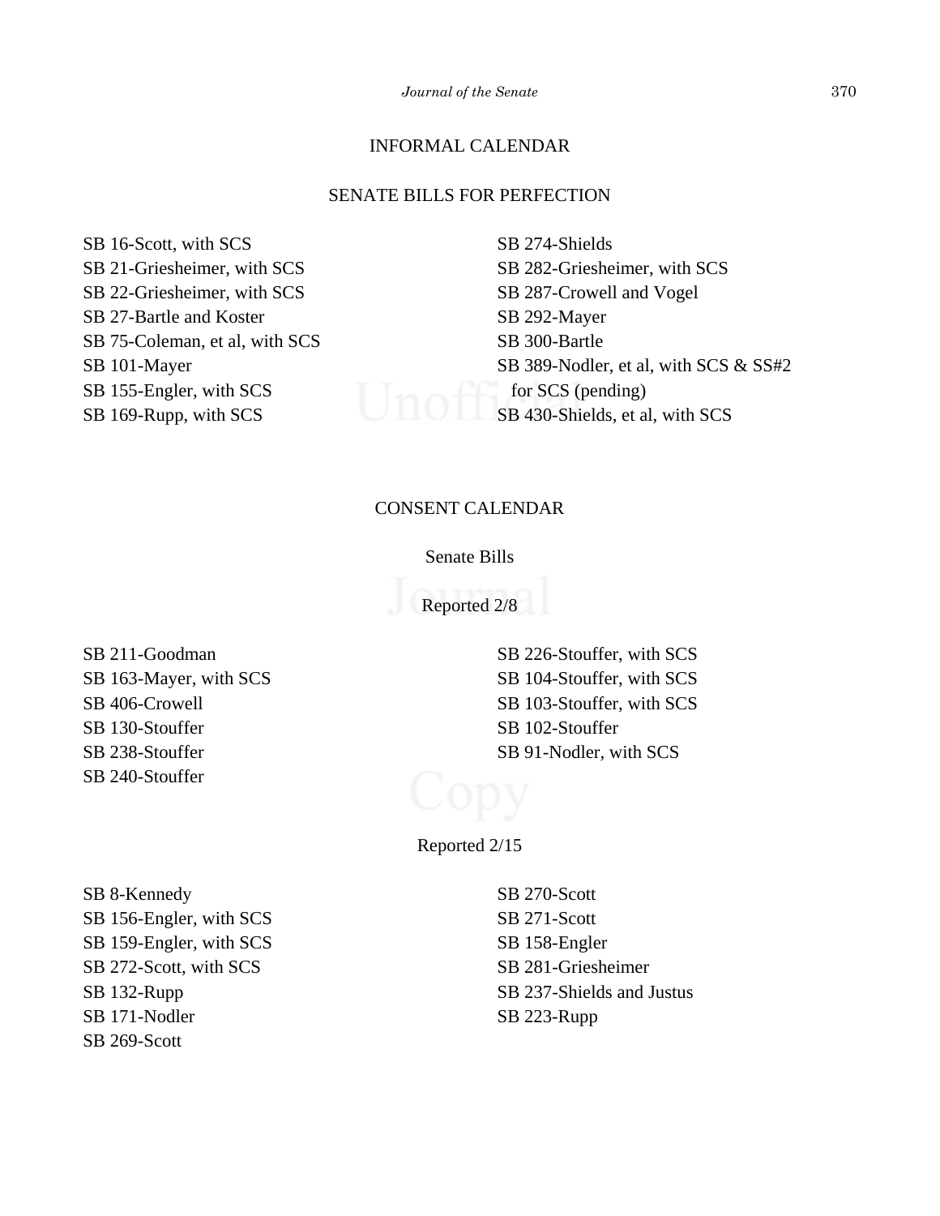## INFORMAL CALENDAR

### SENATE BILLS FOR PERFECTION

SB 16-Scott, with SCS
SB 21-Griesheimer, with SCS
SB 22-Griesheimer, with SCS
SB 27-Bartle and Koster
SB 75-Coleman, et al, with SCS
SB 101-Mayer
SB 155-Engler, with SCS
SB 169-Rupp, with SCS
SB 274-Shields
SB 282-Griesheimer, with SCS
SB 287-Crowell and Vogel
SB 292-Mayer
SB 300-Bartle
SB 389-Nodler, et al, with SCS & SS#2 for SCS (pending)
SB 430-Shields, et al, with SCS

## CONSENT CALENDAR

### Senate Bills

#### Reported 2/8

SB 211-Goodman
SB 163-Mayer, with SCS
SB 406-Crowell
SB 130-Stouffer
SB 238-Stouffer
SB 240-Stouffer
SB 226-Stouffer, with SCS
SB 104-Stouffer, with SCS
SB 103-Stouffer, with SCS
SB 102-Stouffer
SB 91-Nodler, with SCS

#### Reported 2/15

SB 8-Kennedy
SB 156-Engler, with SCS
SB 159-Engler, with SCS
SB 272-Scott, with SCS
SB 132-Rupp
SB 171-Nodler
SB 269-Scott
SB 270-Scott
SB 271-Scott
SB 158-Engler
SB 281-Griesheimer
SB 237-Shields and Justus
SB 223-Rupp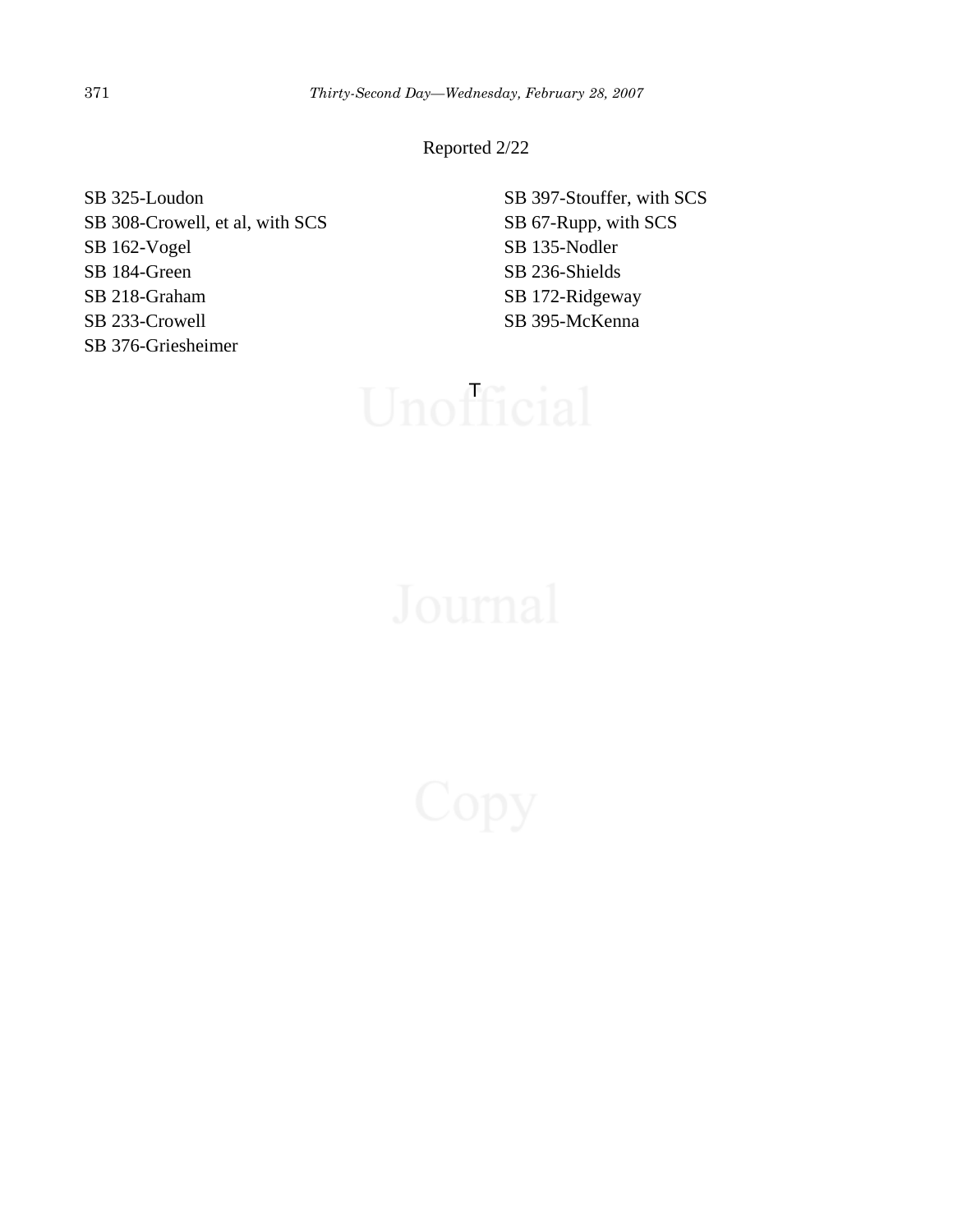Reported 2/22

SB 325-Loudon
SB 308-Crowell, et al, with SCS
SB 162-Vogel
SB 184-Green
SB 218-Graham
SB 233-Crowell
SB 376-Griesheimer
SB 397-Stouffer, with SCS
SB 67-Rupp, with SCS
SB 135-Nodler
SB 236-Shields
SB 172-Ridgeway
SB 395-McKenna

T